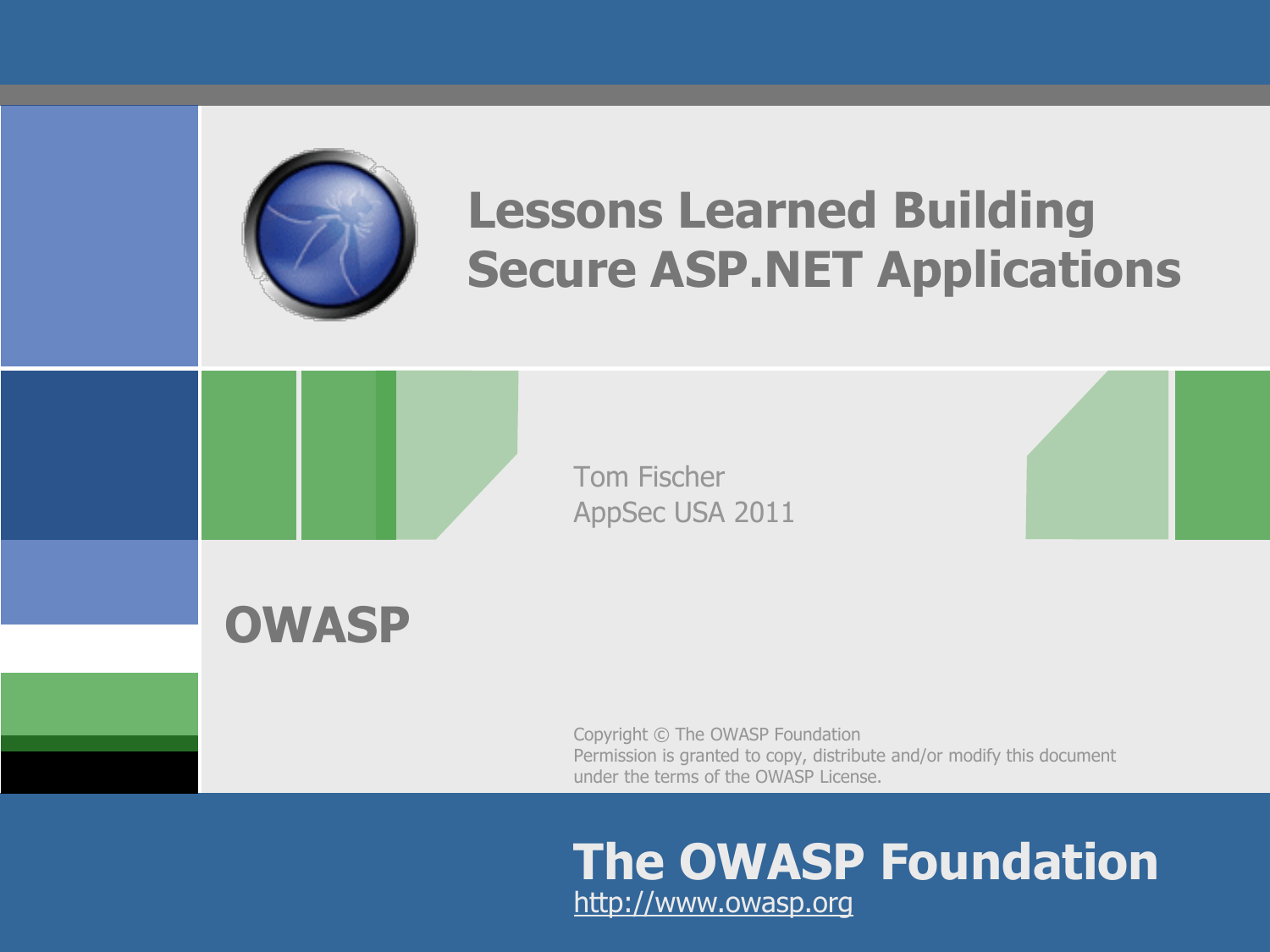# Lessons Learned Building Secure ASP.NET Applications

Tom Fischer
AppSec USA 2011

**OWASP**

Copyright © The OWASP Foundation
Permission is granted to copy, distribute and/or modify this document under the terms of the OWASP License.

**The OWASP Foundation**
http://www.owasp.org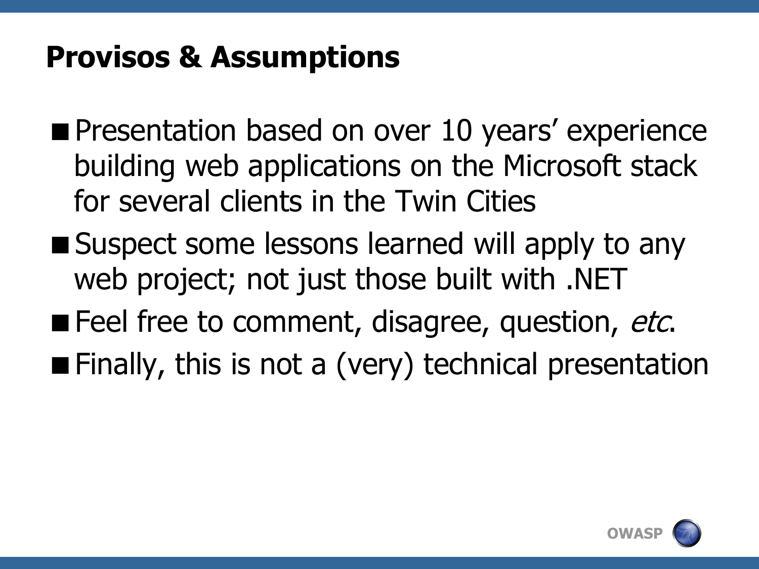# Provisos & Assumptions

- Presentation based on over 10 years' experience building web applications on the Microsoft stack for several clients in the Twin Cities
- Suspect some lessons learned will apply to any web project; not just those built with .NET
- Feel free to comment, disagree, question, *etc.*
- Finally, this is not a (very) technical presentation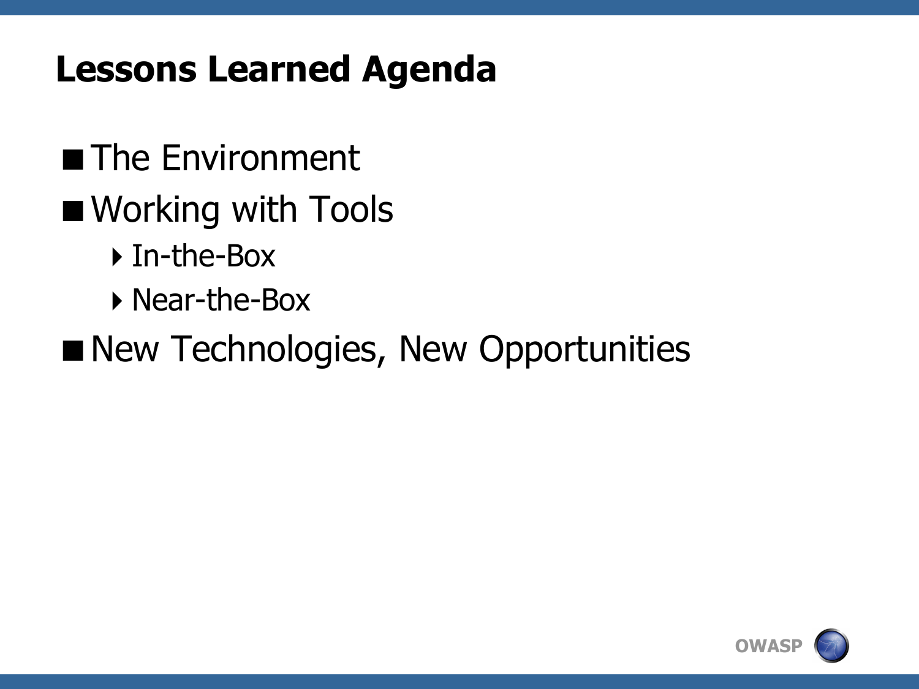# Lessons Learned Agenda

- The Environment
- Working with Tools
  - In-the-Box
  - Near-the-Box
- New Technologies, New Opportunities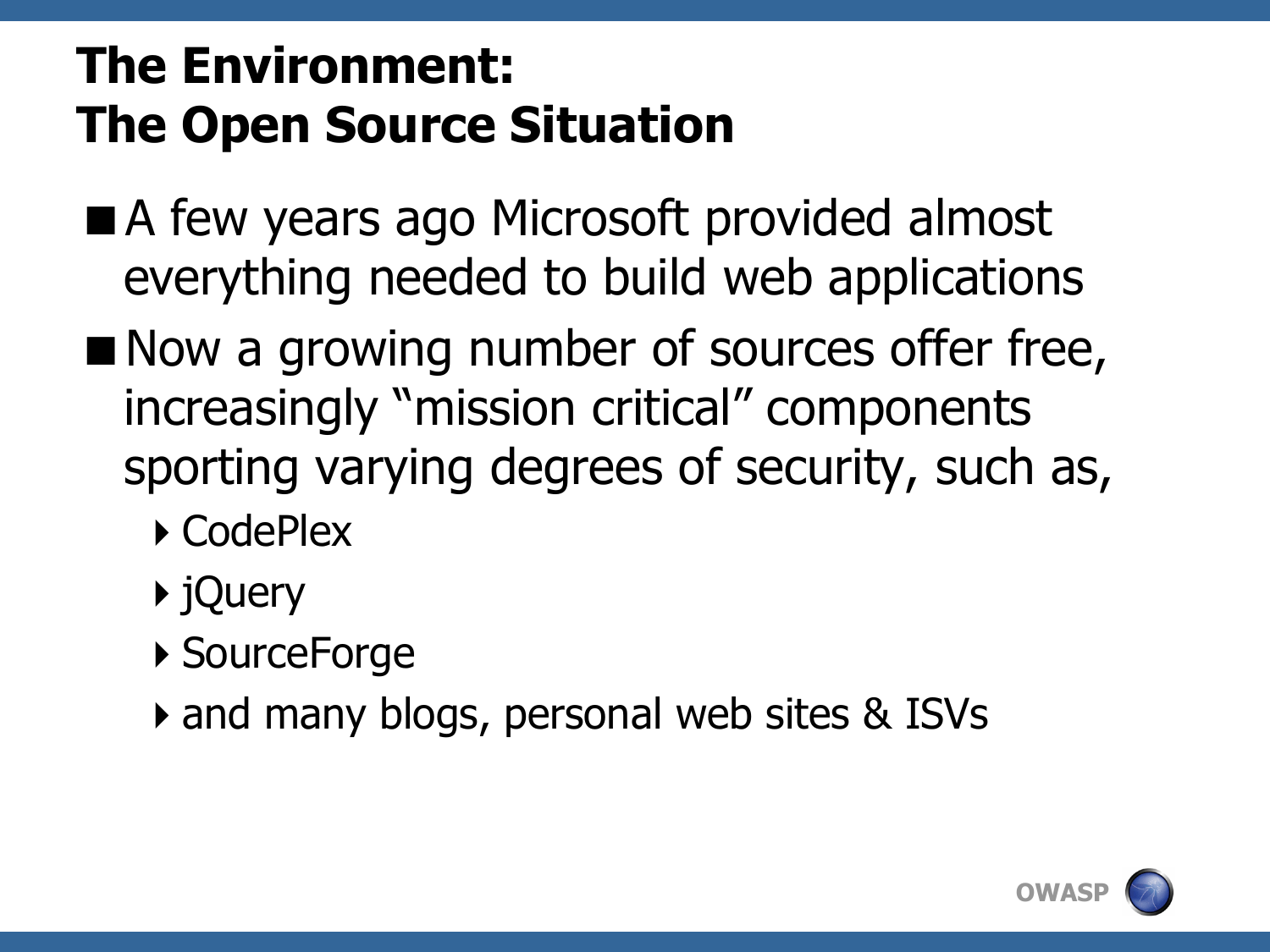# The Environment: The Open Source Situation

- A few years ago Microsoft provided almost everything needed to build web applications
- Now a growing number of sources offer free, increasingly "mission critical" components sporting varying degrees of security, such as,
  - CodePlex
  - jQuery
  - SourceForge
  - and many blogs, personal web sites & ISVs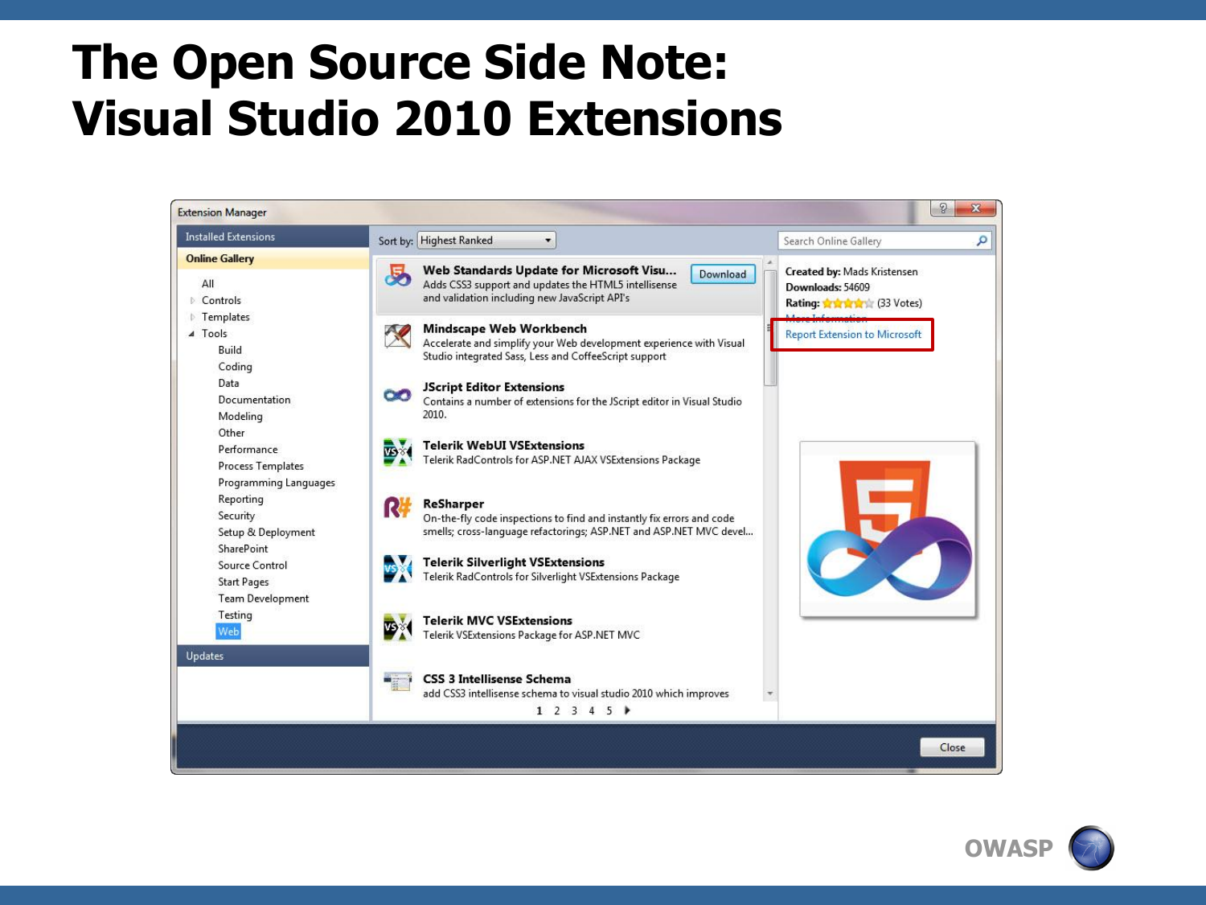# The Open Source Side Note: Visual Studio 2010 Extensions

Extension Manager

Installed Extensions

**Online Gallery**

- All
- Controls
- Templates
- Tools
  - Build
  - Coding
  - Data
  - Documentation
  - Modeling
  - Other
  - Performance
  - Process Templates
  - Programming Languages
  - Reporting
  - Security
  - Setup & Deployment
  - SharePoint
  - Source Control
  - Start Pages
  - Team Development
  - Testing
  - Web

Updates

Sort by: Highest Ranked

**Web Standards Update for Microsoft Visu...** Download
Adds CSS3 support and updates the HTML5 intellisense and validation including new JavaScript API's

**Mindscape Web Workbench**
Accelerate and simplify your Web development experience with Visual Studio integrated Sass, Less and CoffeeScript support

**JScript Editor Extensions**
Contains a number of extensions for the JScript editor in Visual Studio 2010.

**Telerik WebUI VSExtensions**
Telerik RadControls for ASP.NET AJAX VSExtensions Package

**ReSharper**
On-the-fly code inspections to find and instantly fix errors and code smells; cross-language refactorings; ASP.NET and ASP.NET MVC devel...

**Telerik Silverlight VSExtensions**
Telerik RadControls for Silverlight VSExtensions Package

**Telerik MVC VSExtensions**
Telerik VSExtensions Package for ASP.NET MVC

**CSS 3 Intellisense Schema**
add CSS3 intellisense schema to visual studio 2010 which improves

1 2 3 4 5

Search Online Gallery

**Created by:** Mads Kristensen
**Downloads:** 54609
**Rating:** (33 Votes)
More Information
Report Extension to Microsoft

Close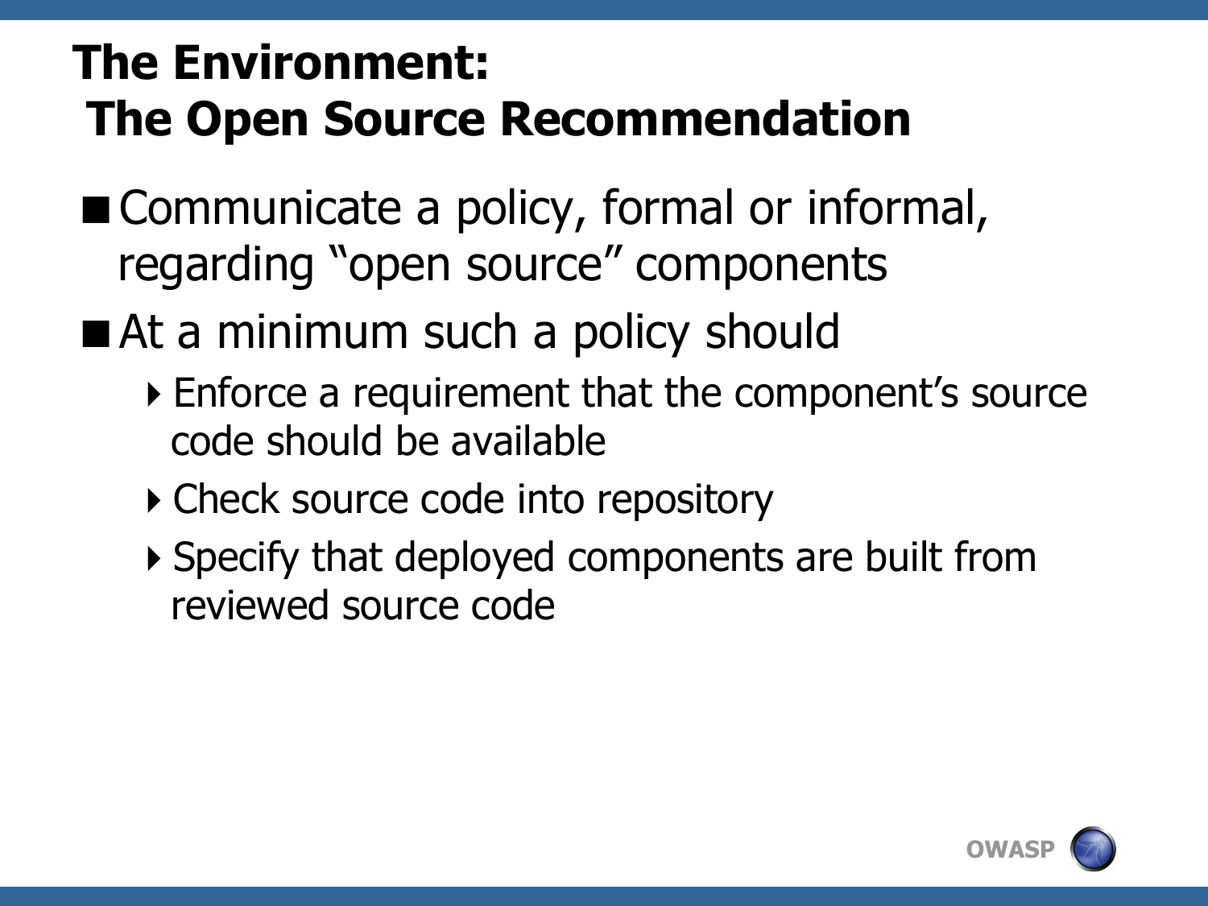# The Environment: The Open Source Recommendation

- Communicate a policy, formal or informal, regarding “open source” components
- At a minimum such a policy should
  - Enforce a requirement that the component’s source code should be available
  - Check source code into repository
  - Specify that deployed components are built from reviewed source code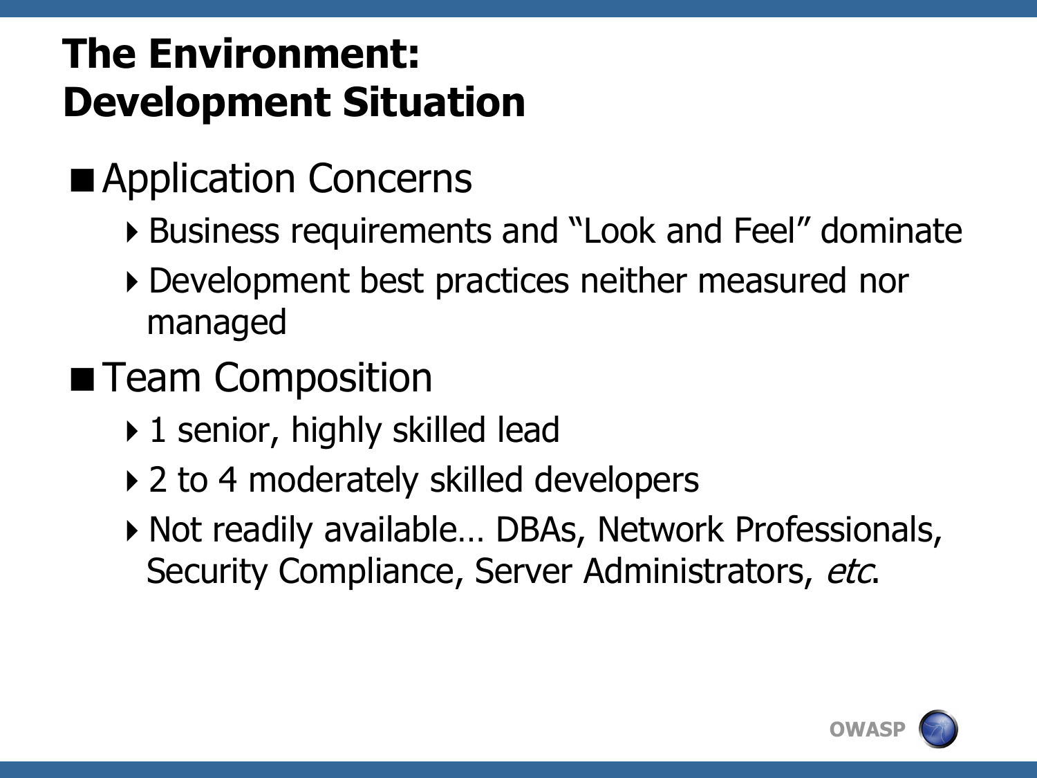# The Environment: Development Situation

- Application Concerns
  - Business requirements and “Look and Feel” dominate
  - Development best practices neither measured nor managed
- Team Composition
  - 1 senior, highly skilled lead
  - 2 to 4 moderately skilled developers
  - Not readily available… DBAs, Network Professionals, Security Compliance, Server Administrators, *etc*.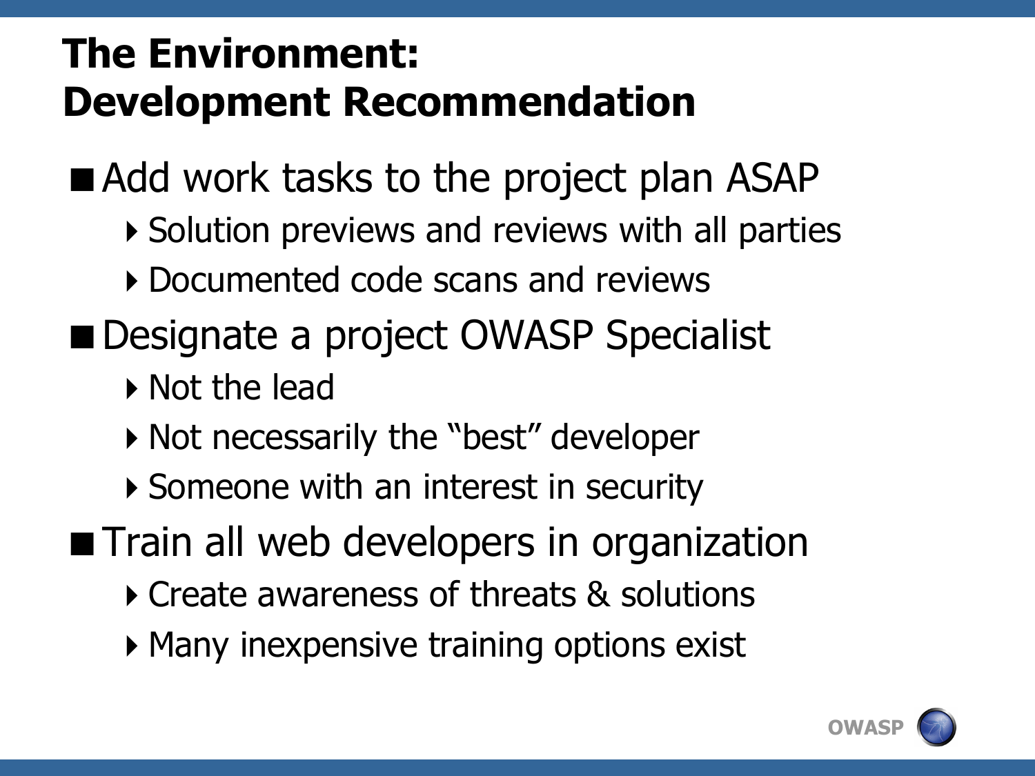# The Environment: Development Recommendation

- Add work tasks to the project plan ASAP
  - Solution previews and reviews with all parties
  - Documented code scans and reviews
- Designate a project OWASP Specialist
  - Not the lead
  - Not necessarily the "best" developer
  - Someone with an interest in security
- Train all web developers in organization
  - Create awareness of threats & solutions
  - Many inexpensive training options exist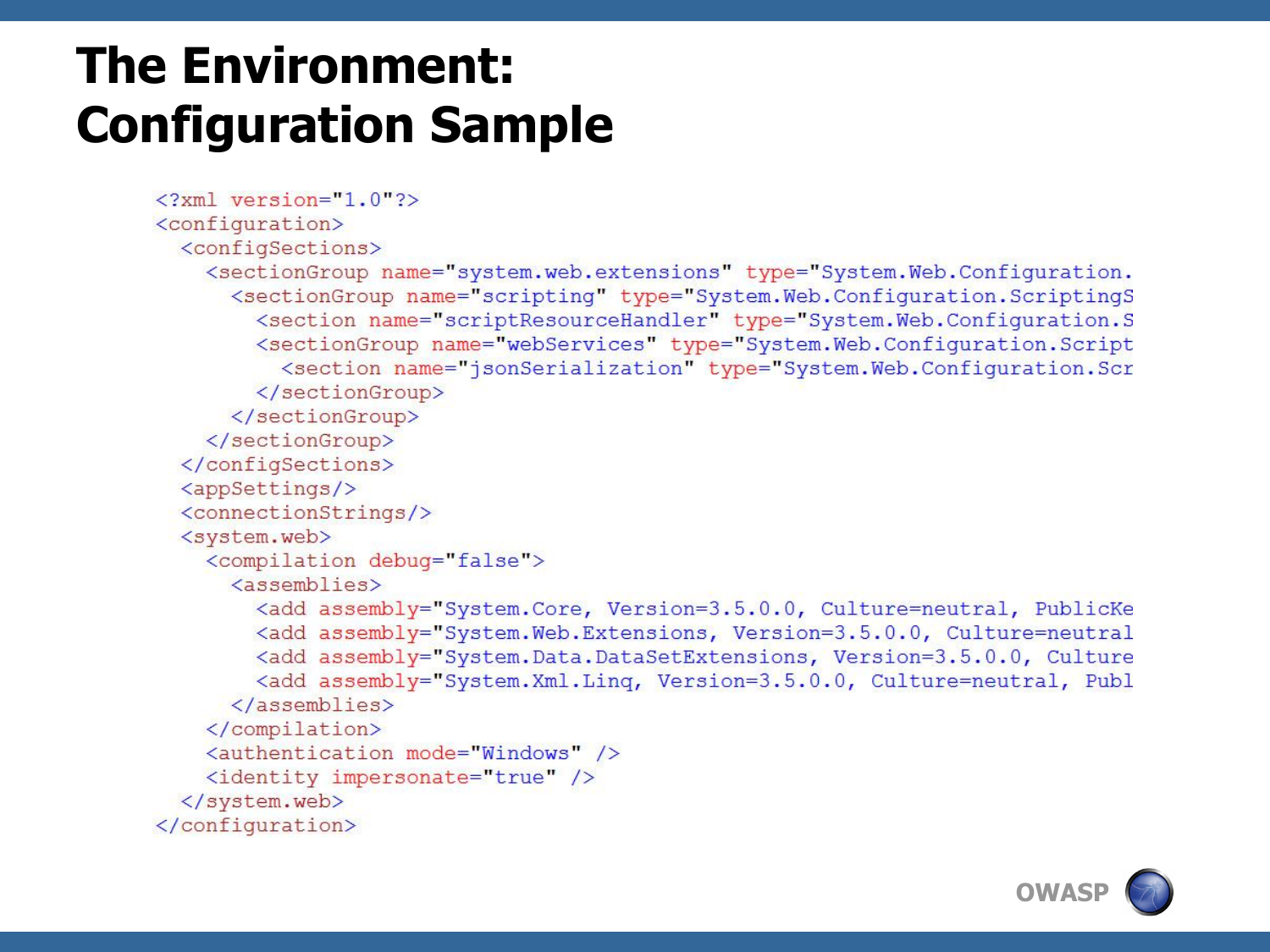# The Environment: Configuration Sample

```
<?xml version="1.0"?>
<configuration>
  <configSections>
    <sectionGroup name="system.web.extensions" type="System.Web.Configuration.
      <sectionGroup name="scripting" type="System.Web.Configuration.ScriptingS
        <section name="scriptResourceHandler" type="System.Web.Configuration.S
        <sectionGroup name="webServices" type="System.Web.Configuration.Script
          <section name="jsonSerialization" type="System.Web.Configuration.Scr
        </sectionGroup>
      </sectionGroup>
    </sectionGroup>
  </configSections>
  <appSettings/>
  <connectionStrings/>
  <system.web>
    <compilation debug="false">
      <assemblies>
        <add assembly="System.Core, Version=3.5.0.0, Culture=neutral, PublicKe
        <add assembly="System.Web.Extensions, Version=3.5.0.0, Culture=neutral
        <add assembly="System.Data.DataSetExtensions, Version=3.5.0.0, Culture
        <add assembly="System.Xml.Linq, Version=3.5.0.0, Culture=neutral, Publ
      </assemblies>
    </compilation>
    <authentication mode="Windows" />
    <identity impersonate="true" />
  </system.web>
</configuration>
```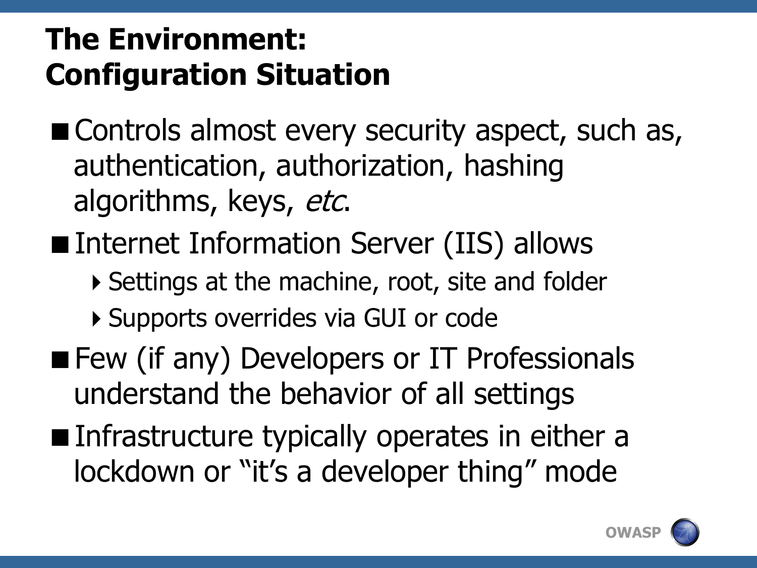# The Environment: Configuration Situation

- Controls almost every security aspect, such as, authentication, authorization, hashing algorithms, keys, *etc*.
- Internet Information Server (IIS) allows
  - Settings at the machine, root, site and folder
  - Supports overrides via GUI or code
- Few (if any) Developers or IT Professionals understand the behavior of all settings
- Infrastructure typically operates in either a lockdown or "it's a developer thing" mode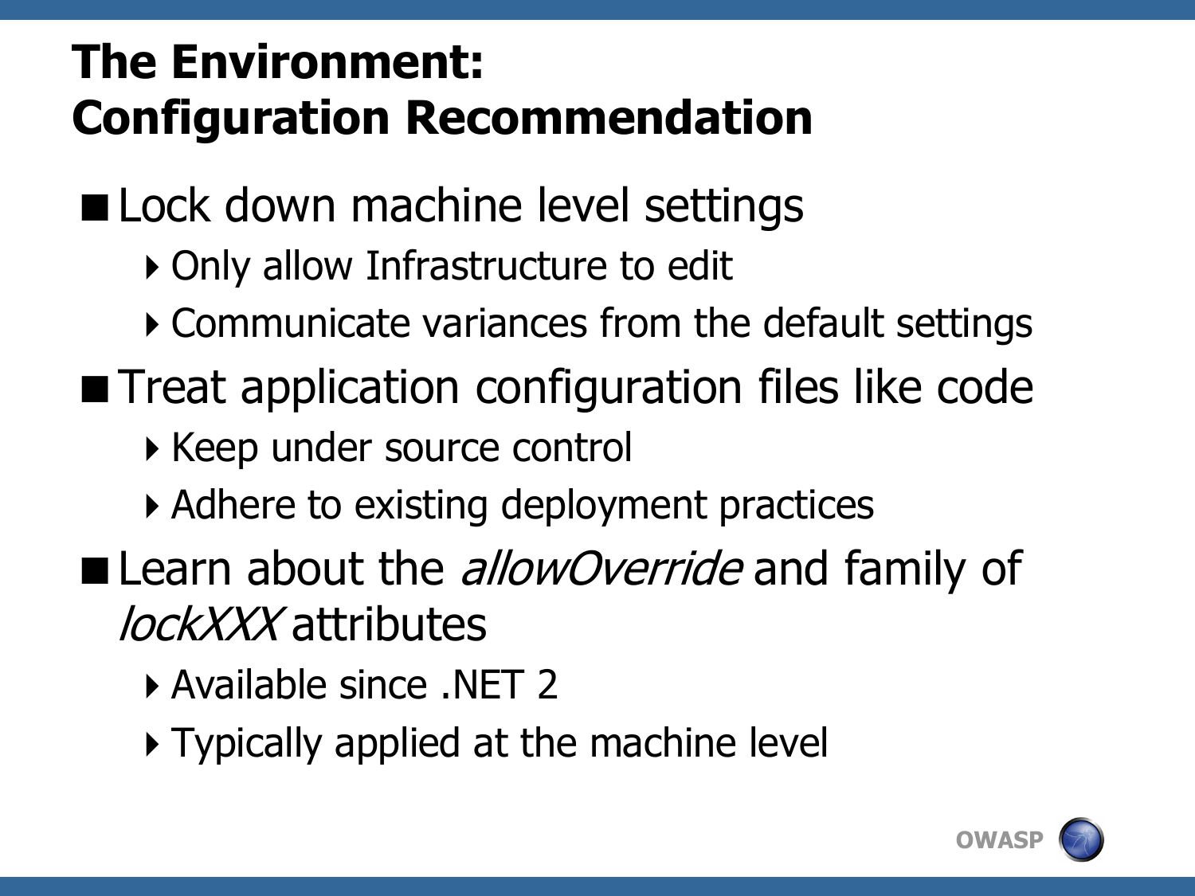# The Environment: Configuration Recommendation

- Lock down machine level settings
  - Only allow Infrastructure to edit
  - Communicate variances from the default settings
- Treat application configuration files like code
  - Keep under source control
  - Adhere to existing deployment practices
- Learn about the *allowOverride* and family of *lockXXX* attributes
  - Available since .NET 2
  - Typically applied at the machine level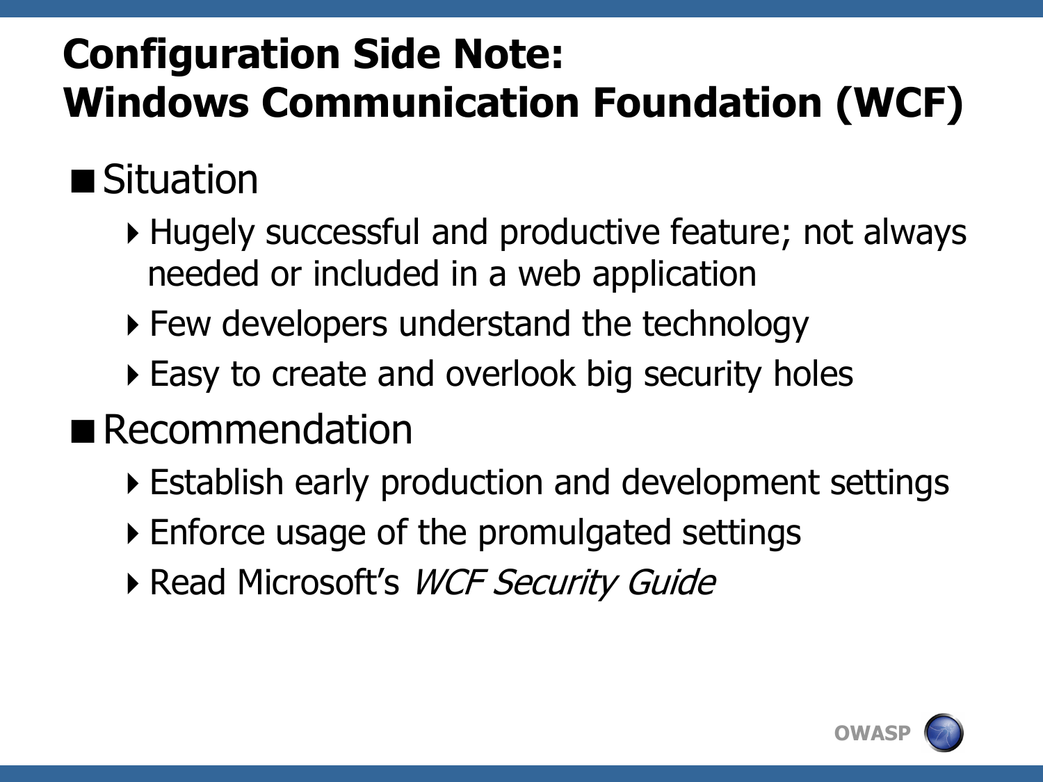# Configuration Side Note: Windows Communication Foundation (WCF)

- Situation
  - Hugely successful and productive feature; not always needed or included in a web application
  - Few developers understand the technology
  - Easy to create and overlook big security holes
- Recommendation
  - Establish early production and development settings
  - Enforce usage of the promulgated settings
  - Read Microsoft's *WCF Security Guide*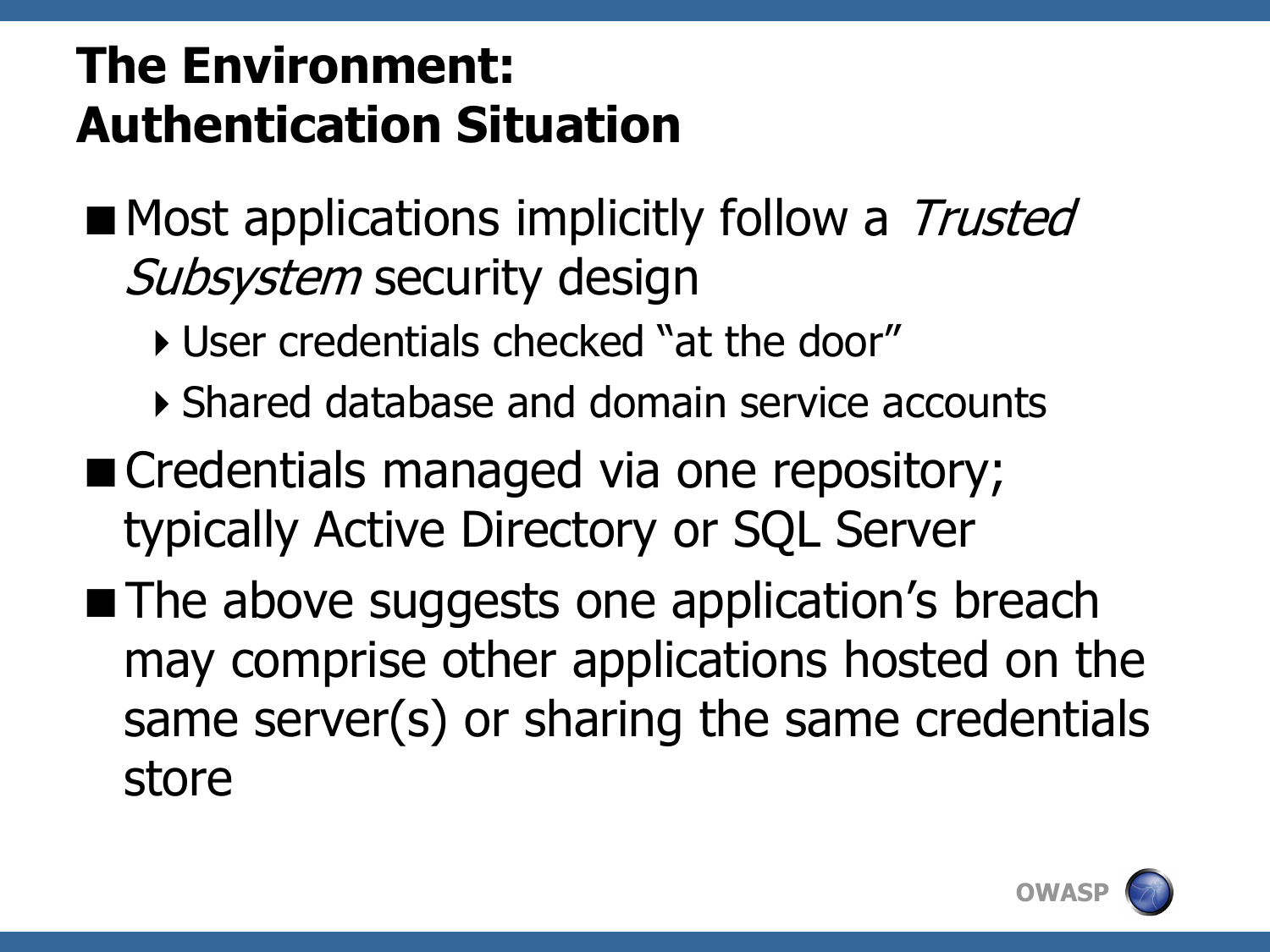# The Environment: Authentication Situation

- Most applications implicitly follow a *Trusted Subsystem* security design
  - User credentials checked “at the door”
  - Shared database and domain service accounts
- Credentials managed via one repository; typically Active Directory or SQL Server
- The above suggests one application’s breach may comprise other applications hosted on the same server(s) or sharing the same credentials store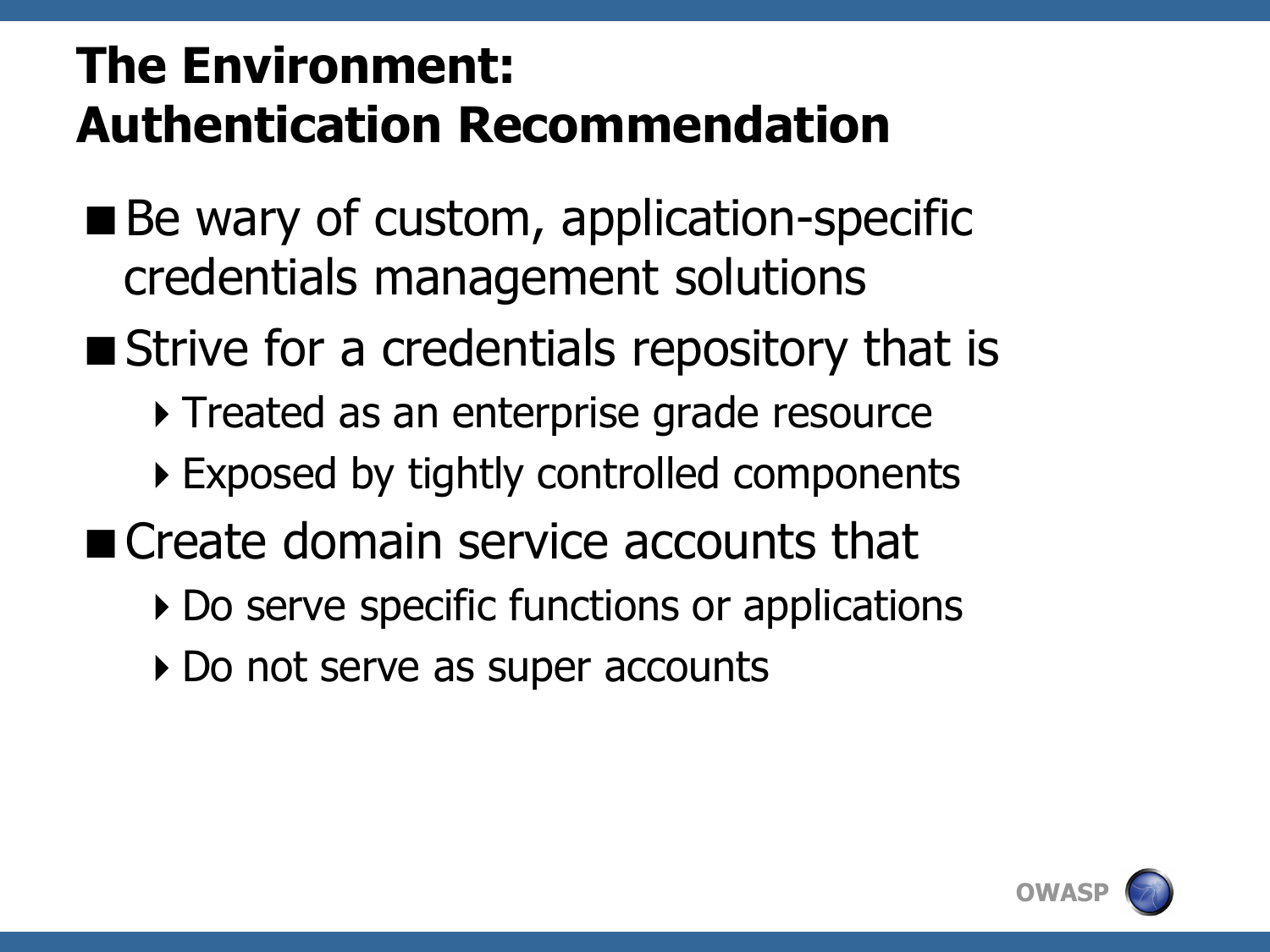# The Environment: Authentication Recommendation

- Be wary of custom, application-specific credentials management solutions
- Strive for a credentials repository that is
  - Treated as an enterprise grade resource
  - Exposed by tightly controlled components
- Create domain service accounts that
  - Do serve specific functions or applications
  - Do not serve as super accounts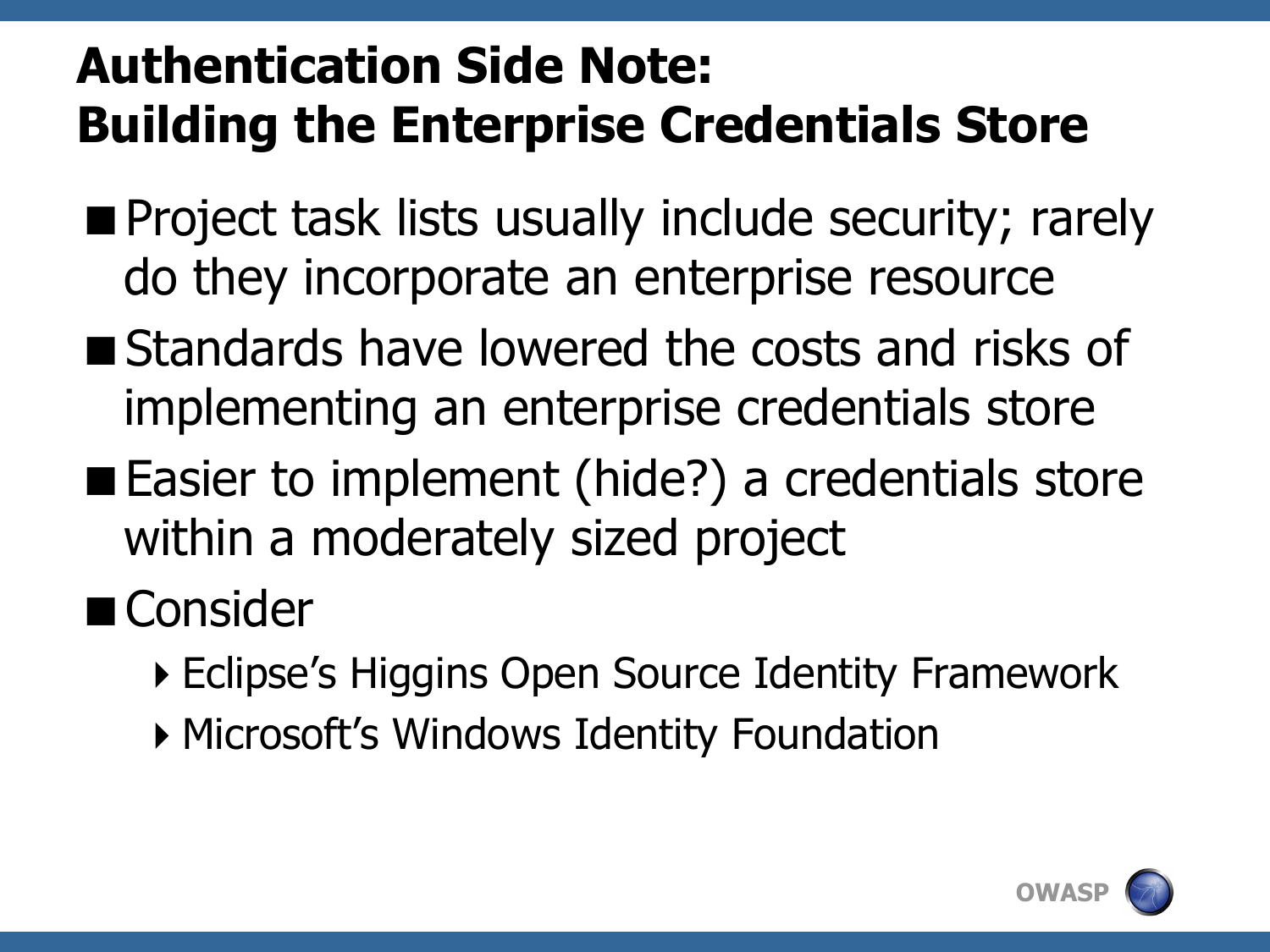# Authentication Side Note: Building the Enterprise Credentials Store

- Project task lists usually include security; rarely do they incorporate an enterprise resource
- Standards have lowered the costs and risks of implementing an enterprise credentials store
- Easier to implement (hide?) a credentials store within a moderately sized project
- Consider
  - Eclipse's Higgins Open Source Identity Framework
  - Microsoft's Windows Identity Foundation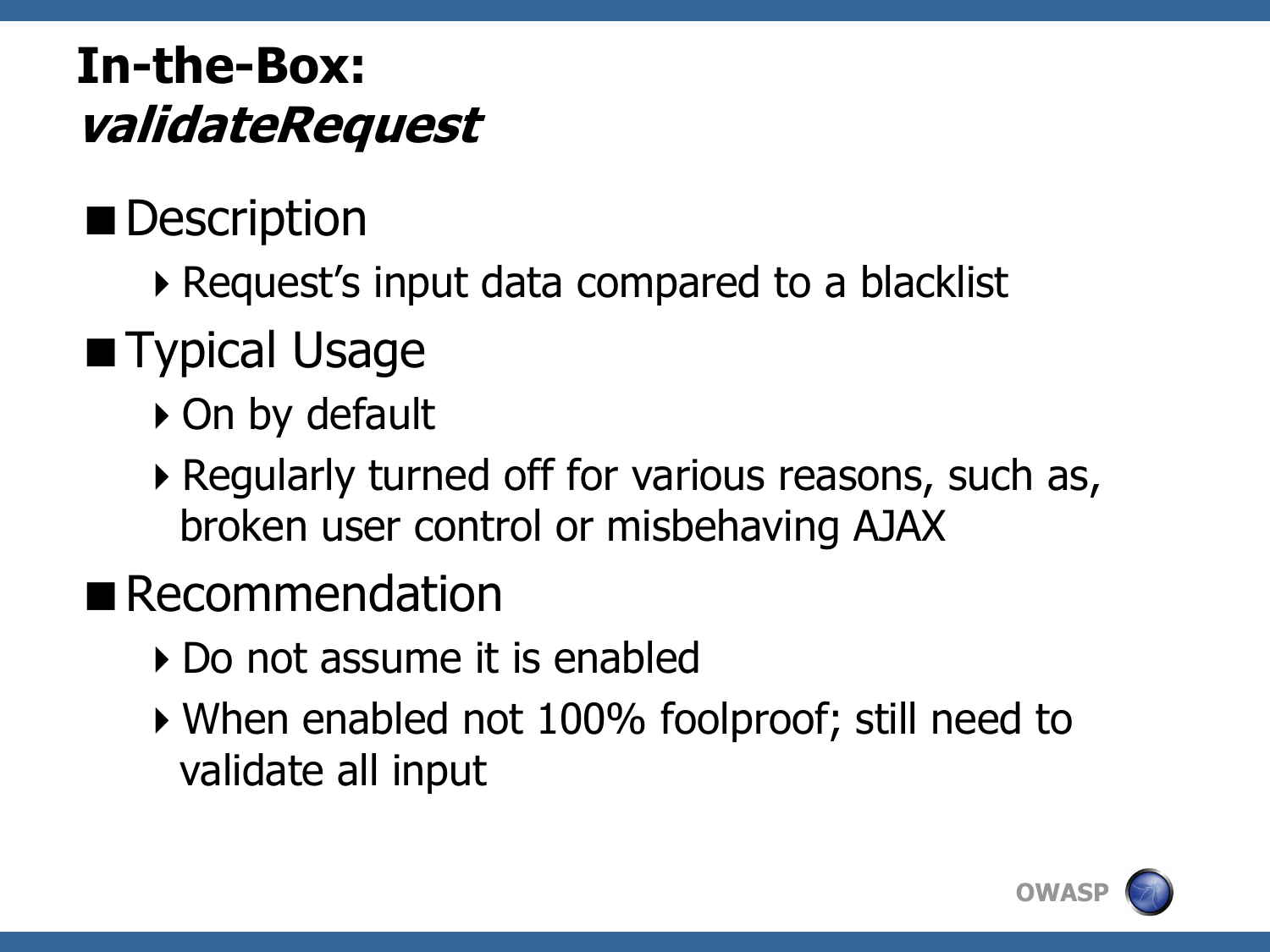# In-the-Box: *validateRequest*

- Description
  - Request's input data compared to a blacklist
- Typical Usage
  - On by default
  - Regularly turned off for various reasons, such as, broken user control or misbehaving AJAX
- Recommendation
  - Do not assume it is enabled
  - When enabled not 100% foolproof; still need to validate all input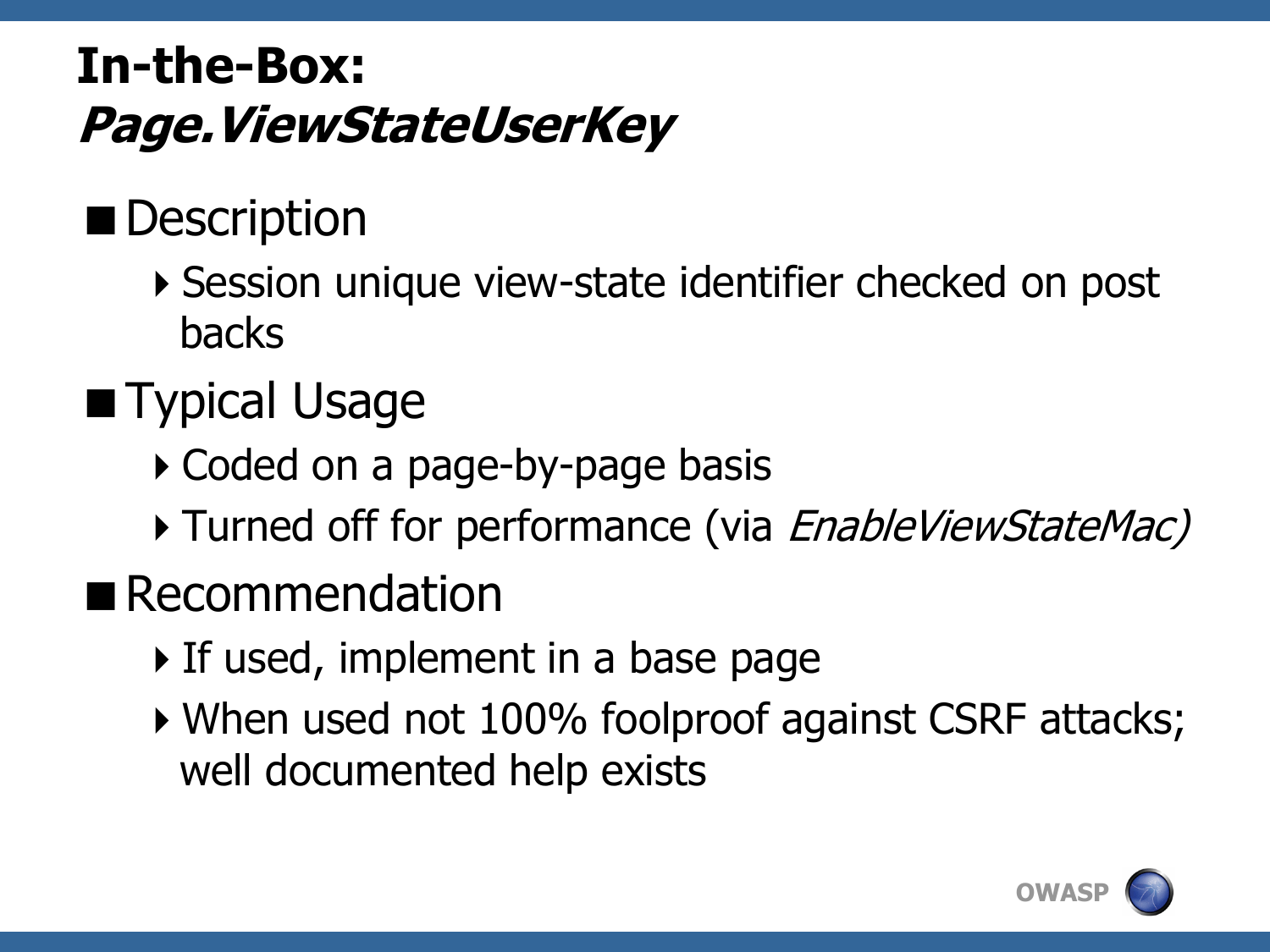# In-the-Box: *Page.ViewStateUserKey*

- Description
  - Session unique view-state identifier checked on post backs
- Typical Usage
  - Coded on a page-by-page basis
  - Turned off for performance (via *EnableViewStateMac)*
- Recommendation
  - If used, implement in a base page
  - When used not 100% foolproof against CSRF attacks; well documented help exists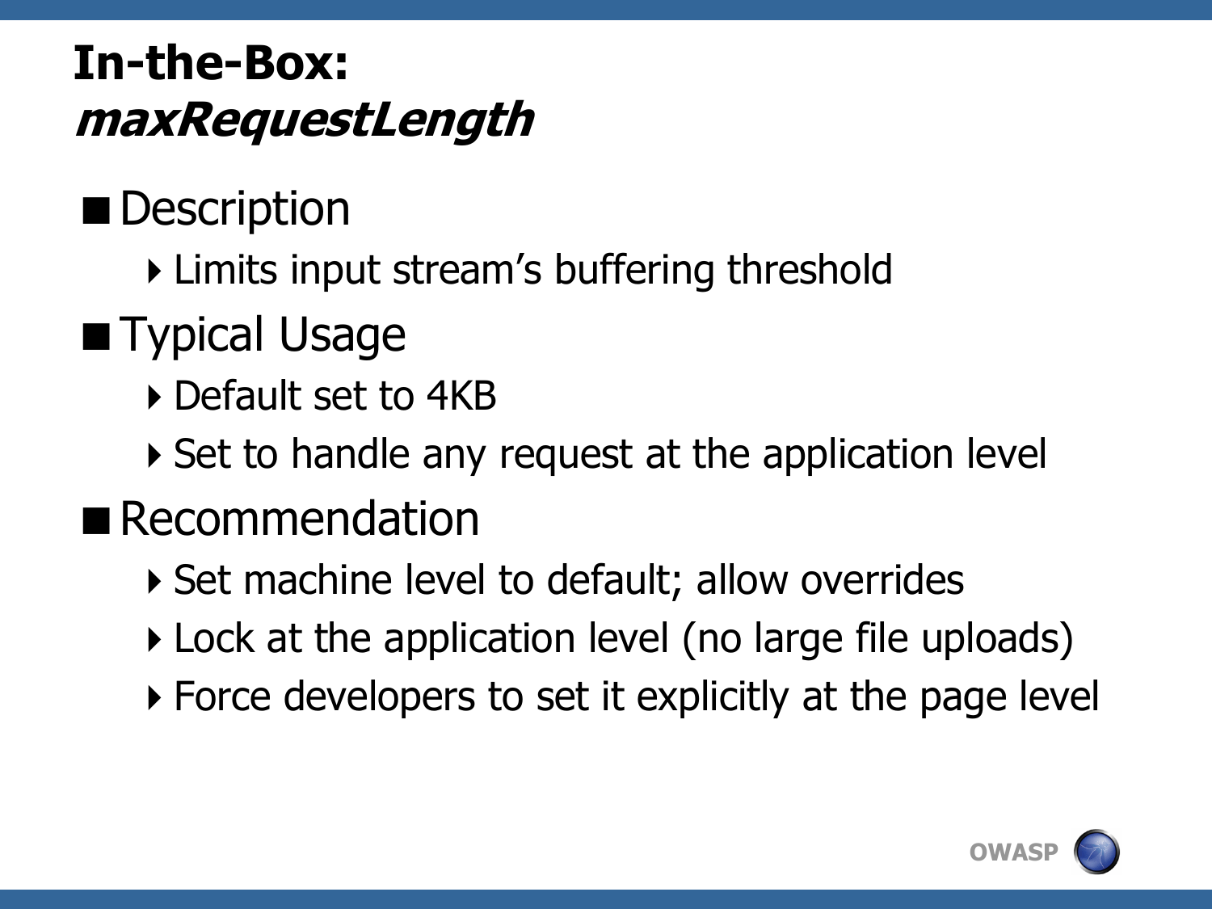# In-the-Box: *maxRequestLength*

- Description
  - Limits input stream's buffering threshold
- Typical Usage
  - Default set to 4KB
  - Set to handle any request at the application level
- Recommendation
  - Set machine level to default; allow overrides
  - Lock at the application level (no large file uploads)
  - Force developers to set it explicitly at the page level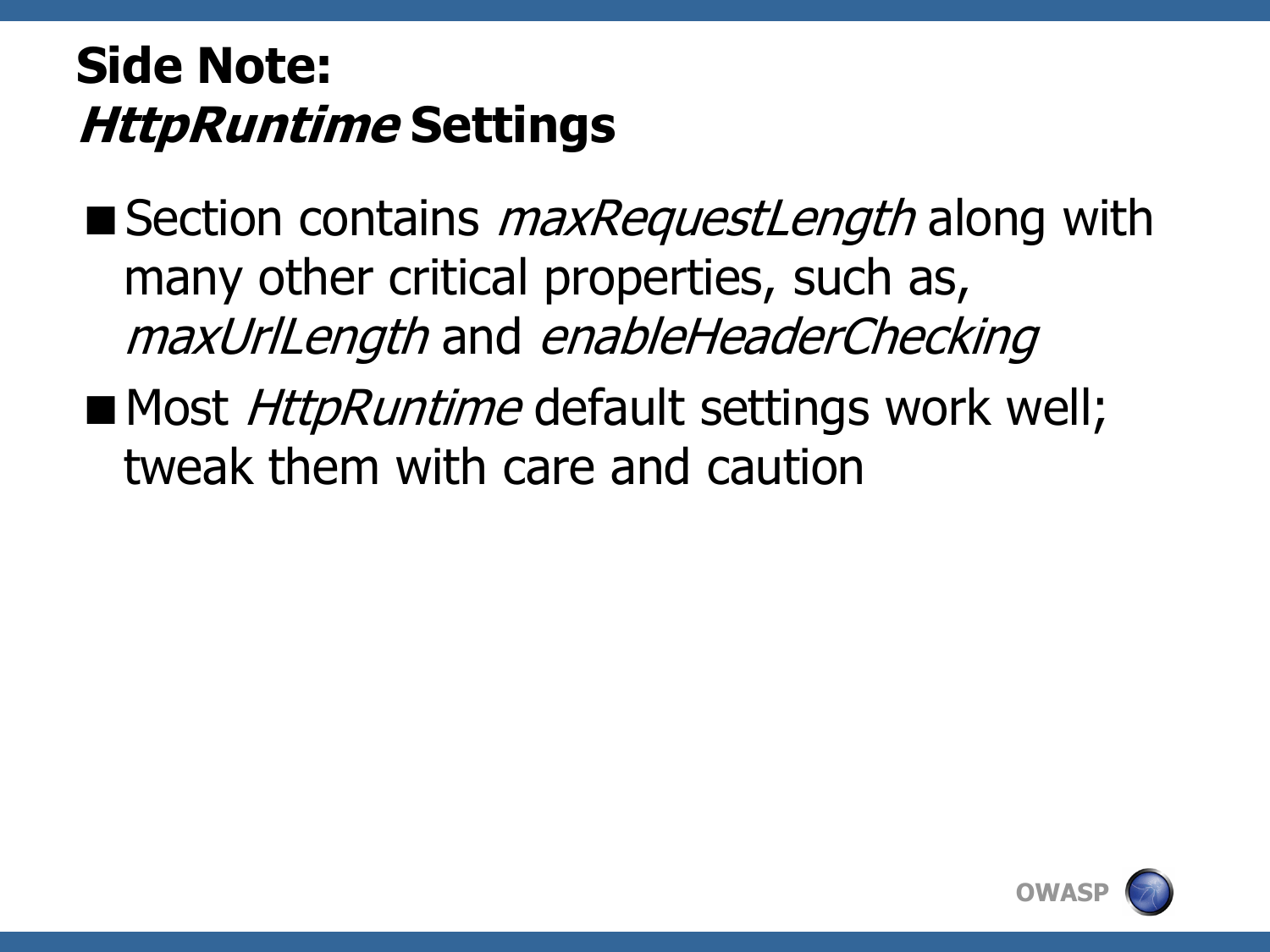# Side Note:
# *HttpRuntime* Settings

- Section contains *maxRequestLength* along with many other critical properties, such as, *maxUrlLength* and *enableHeaderChecking*
- Most *HttpRuntime* default settings work well; tweak them with care and caution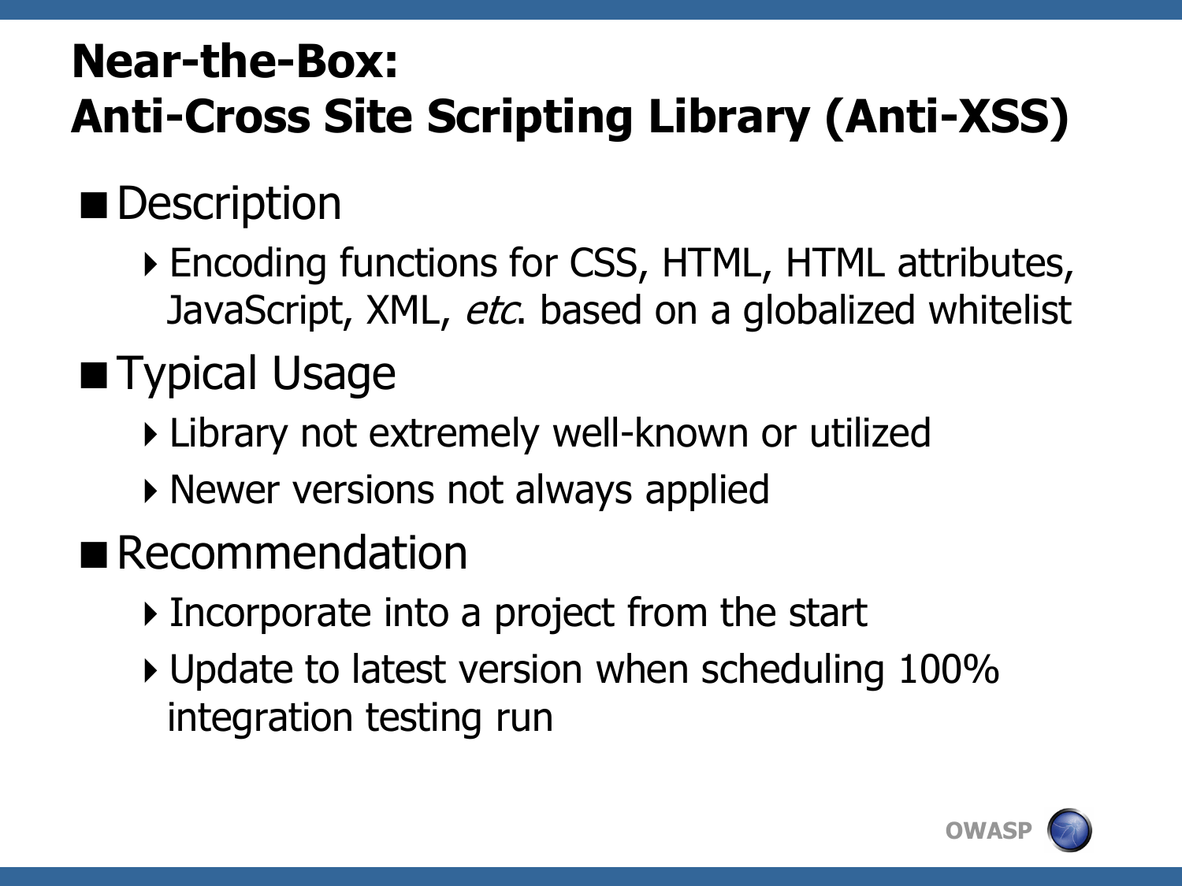# Near-the-Box: Anti-Cross Site Scripting Library (Anti-XSS)

- Description
  - Encoding functions for CSS, HTML, HTML attributes, JavaScript, XML, *etc*. based on a globalized whitelist
- Typical Usage
  - Library not extremely well-known or utilized
  - Newer versions not always applied
- Recommendation
  - Incorporate into a project from the start
  - Update to latest version when scheduling 100% integration testing run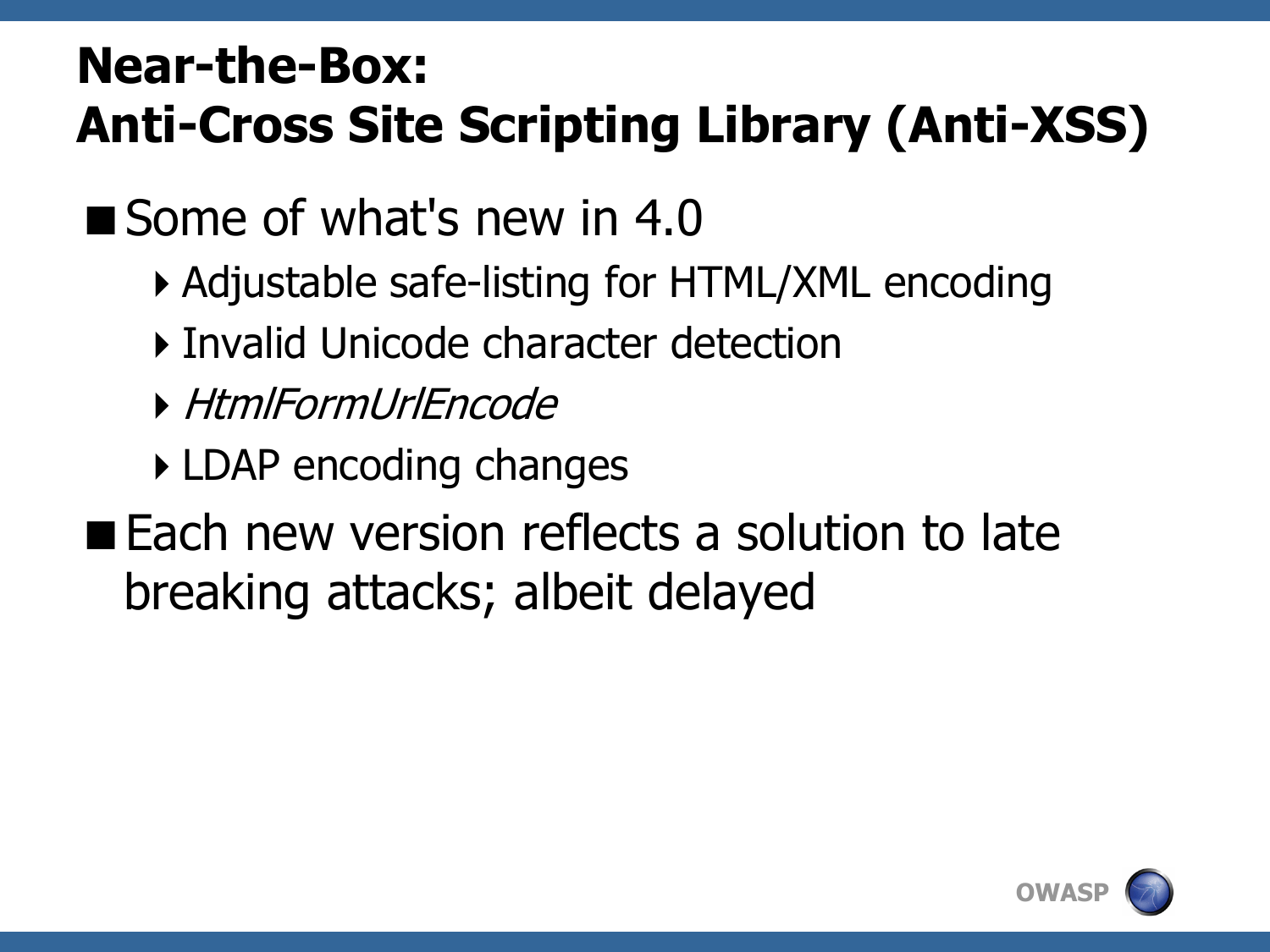# Near-the-Box: Anti-Cross Site Scripting Library (Anti-XSS)

- Some of what's new in 4.0
  - Adjustable safe-listing for HTML/XML encoding
  - Invalid Unicode character detection
  - *HtmlFormUrlEncode*
  - LDAP encoding changes
- Each new version reflects a solution to late breaking attacks; albeit delayed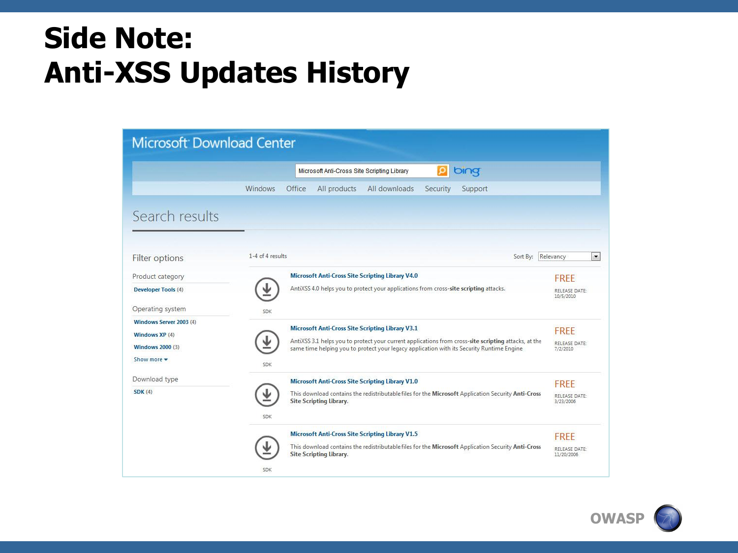# Side Note: Anti-XSS Updates History

Microsoft Download Center

Microsoft Anti-Cross Site Scripting Library

Windows | Office | All products | All downloads | Security | Support

## Search results

Filter options

Product category

- Developer Tools (4)

Operating system

- Windows Server 2003 (4)
- Windows XP (4)
- Windows 2000 (3)
- Show more

Download type

- SDK (4)

1-4 of 4 results

Sort By: Relevancy

**Microsoft Anti-Cross Site Scripting Library V4.0**
AntiXSS 4.0 helps you to protect your applications from cross-**site scripting** attacks.
SDK — FREE — RELEASE DATE: 10/5/2010

**Microsoft Anti-Cross Site Scripting Library V3.1**
AntiXSS 3.1 helps you to protect your current applications from cross-**site scripting** attacks, at the same time helping you to protect your legacy application with its Security Runtime Engine
SDK — FREE — RELEASE DATE: 7/2/2010

**Microsoft Anti-Cross Site Scripting Library V1.0**
This download contains the redistributable files for the **Microsoft** Application Security **Anti-Cross Site Scripting Library**.
SDK — FREE — RELEASE DATE: 3/23/2006

**Microsoft Anti-Cross Site Scripting Library V1.5**
This download contains the redistributable files for the **Microsoft** Application Security **Anti-Cross Site Scripting Library**.
SDK — FREE — RELEASE DATE: 11/20/2006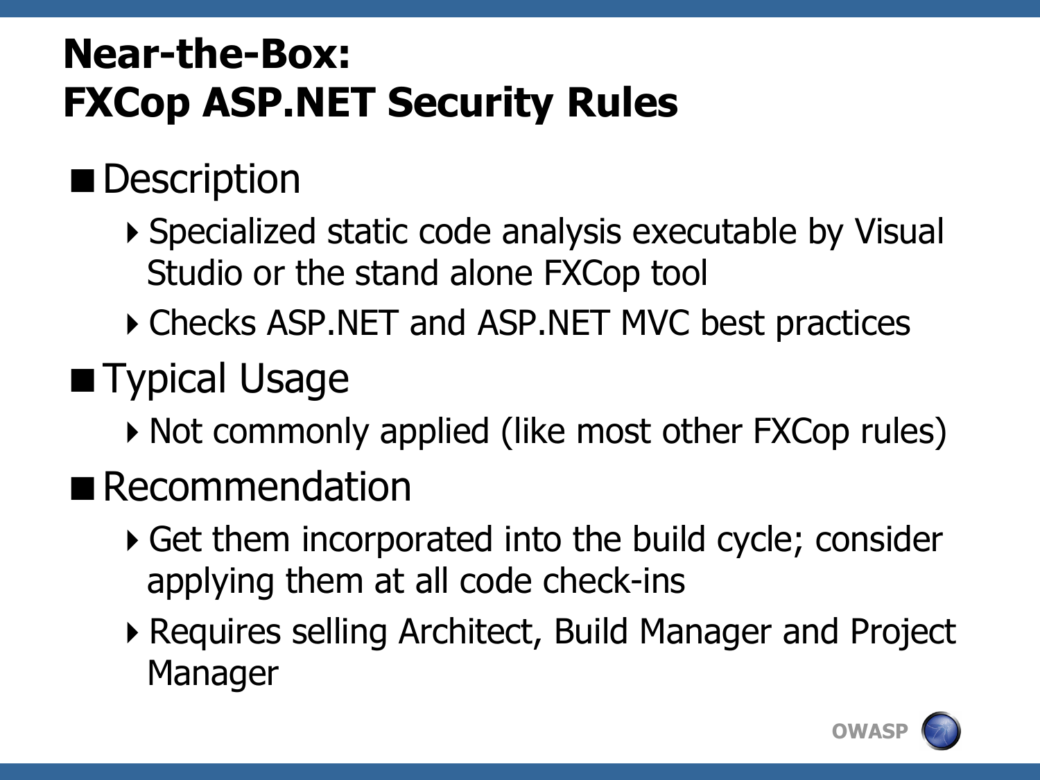# Near-the-Box: FXCop ASP.NET Security Rules

- Description
  - Specialized static code analysis executable by Visual Studio or the stand alone FXCop tool
  - Checks ASP.NET and ASP.NET MVC best practices
- Typical Usage
  - Not commonly applied (like most other FXCop rules)
- Recommendation
  - Get them incorporated into the build cycle; consider applying them at all code check-ins
  - Requires selling Architect, Build Manager and Project Manager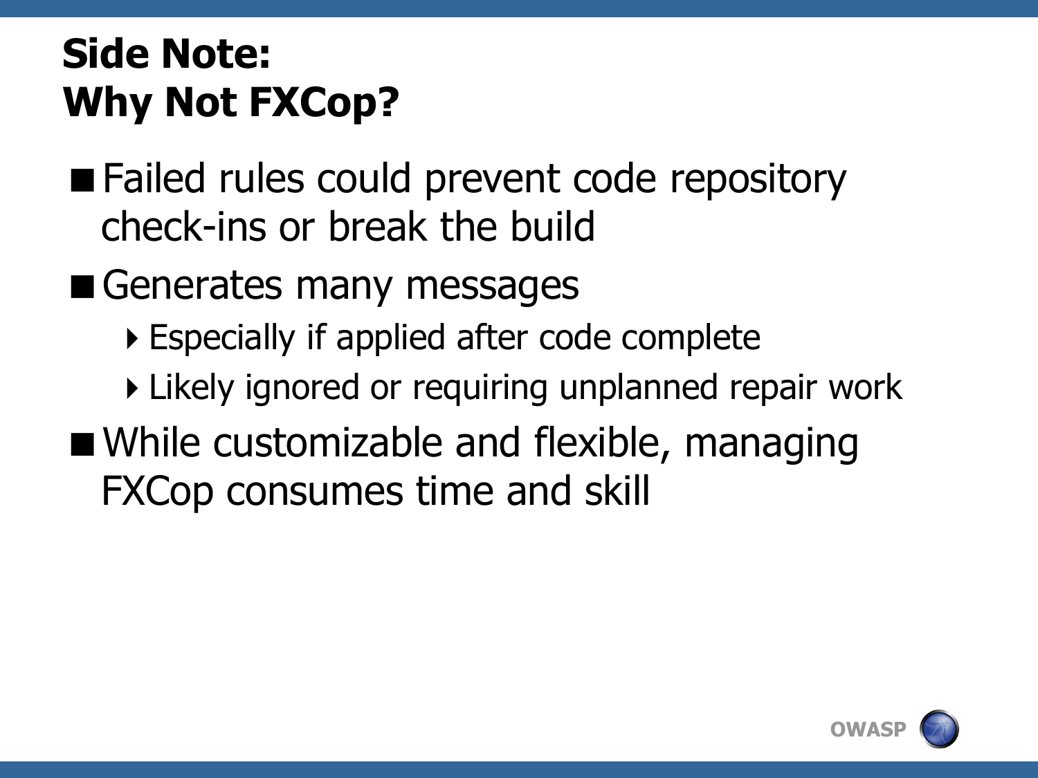# Side Note: Why Not FXCop?

- Failed rules could prevent code repository check-ins or break the build
- Generates many messages
  - Especially if applied after code complete
  - Likely ignored or requiring unplanned repair work
- While customizable and flexible, managing FXCop consumes time and skill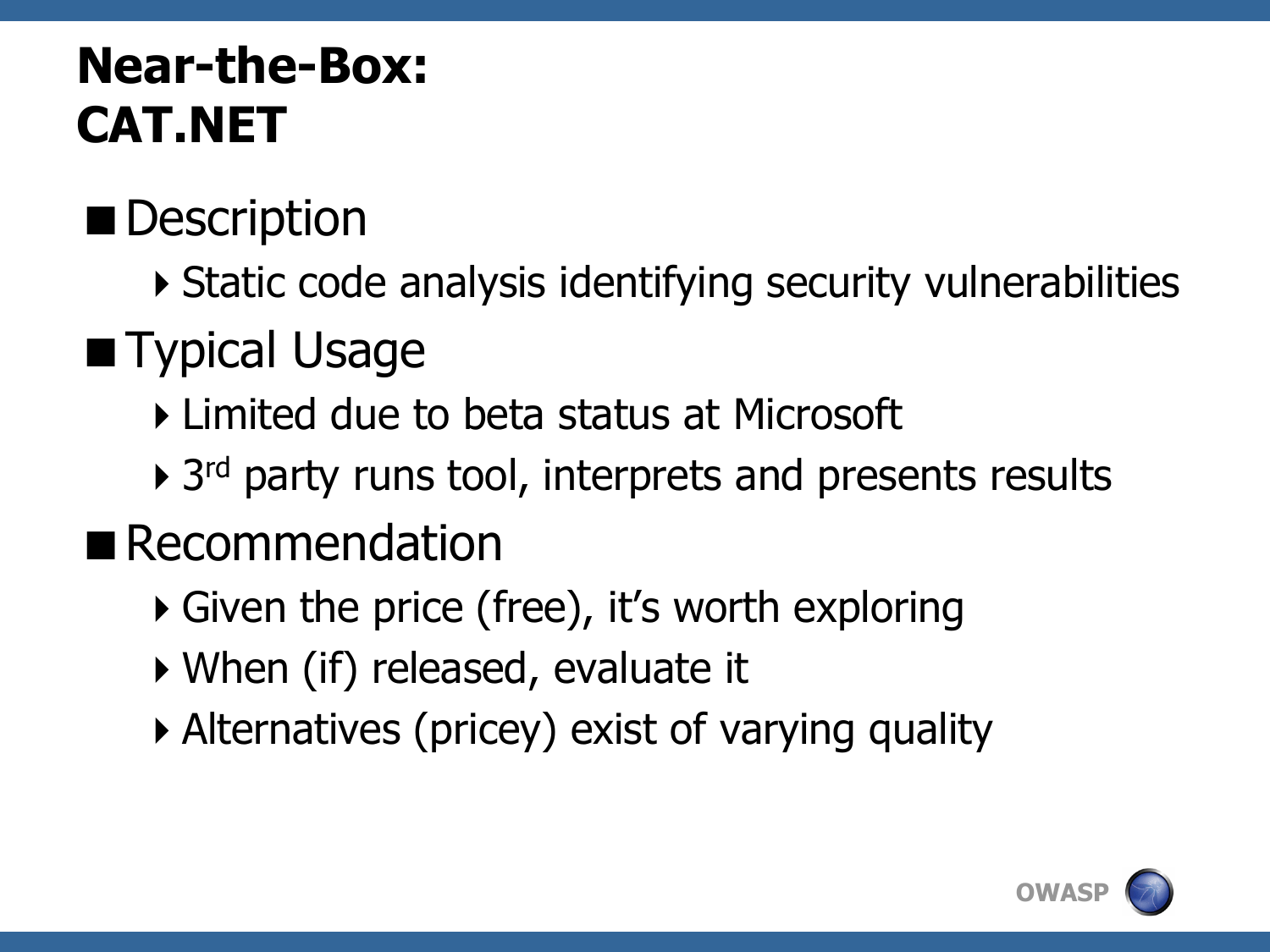# Near-the-Box: CAT.NET

- Description
  - Static code analysis identifying security vulnerabilities
- Typical Usage
  - Limited due to beta status at Microsoft
  - 3rd party runs tool, interprets and presents results
- Recommendation
  - Given the price (free), it's worth exploring
  - When (if) released, evaluate it
  - Alternatives (pricey) exist of varying quality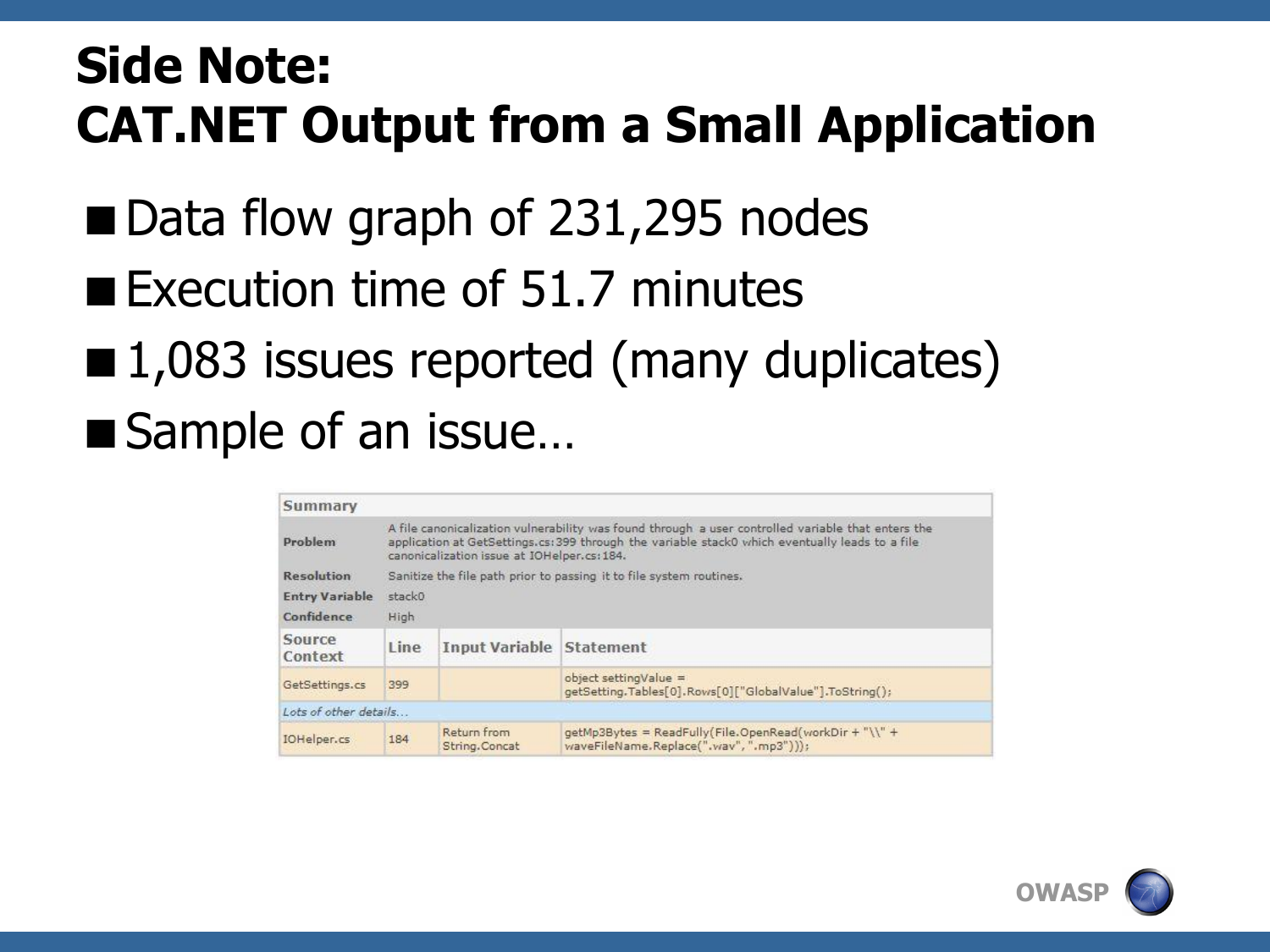# Side Note: CAT.NET Output from a Small Application

- Data flow graph of 231,295 nodes
- Execution time of 51.7 minutes
- 1,083 issues reported (many duplicates)
- Sample of an issue…

| Summary | | | |
|---|---|---|---|
| Problem | A file canonicalization vulnerability was found through a user controlled variable that enters the application at GetSettings.cs:399 through the variable stack0 which eventually leads to a file canonicalization issue at IOHelper.cs:184. | | |
| Resolution | Sanitize the file path prior to passing it to file system routines. | | |
| Entry Variable | stack0 | | |
| Confidence | High | | |
| **Source Context** | **Line** | **Input Variable** | **Statement** |
| GetSettings.cs | 399 | | object settingValue = getSetting.Tables[0].Rows[0]["GlobalValue"].ToString(); |
| *Lots of other details…* | | | |
| IOHelper.cs | 184 | Return from String.Concat | getMp3Bytes = ReadFully(File.OpenRead(workDir + "\\" + waveFileName.Replace(".wav", ".mp3"))); |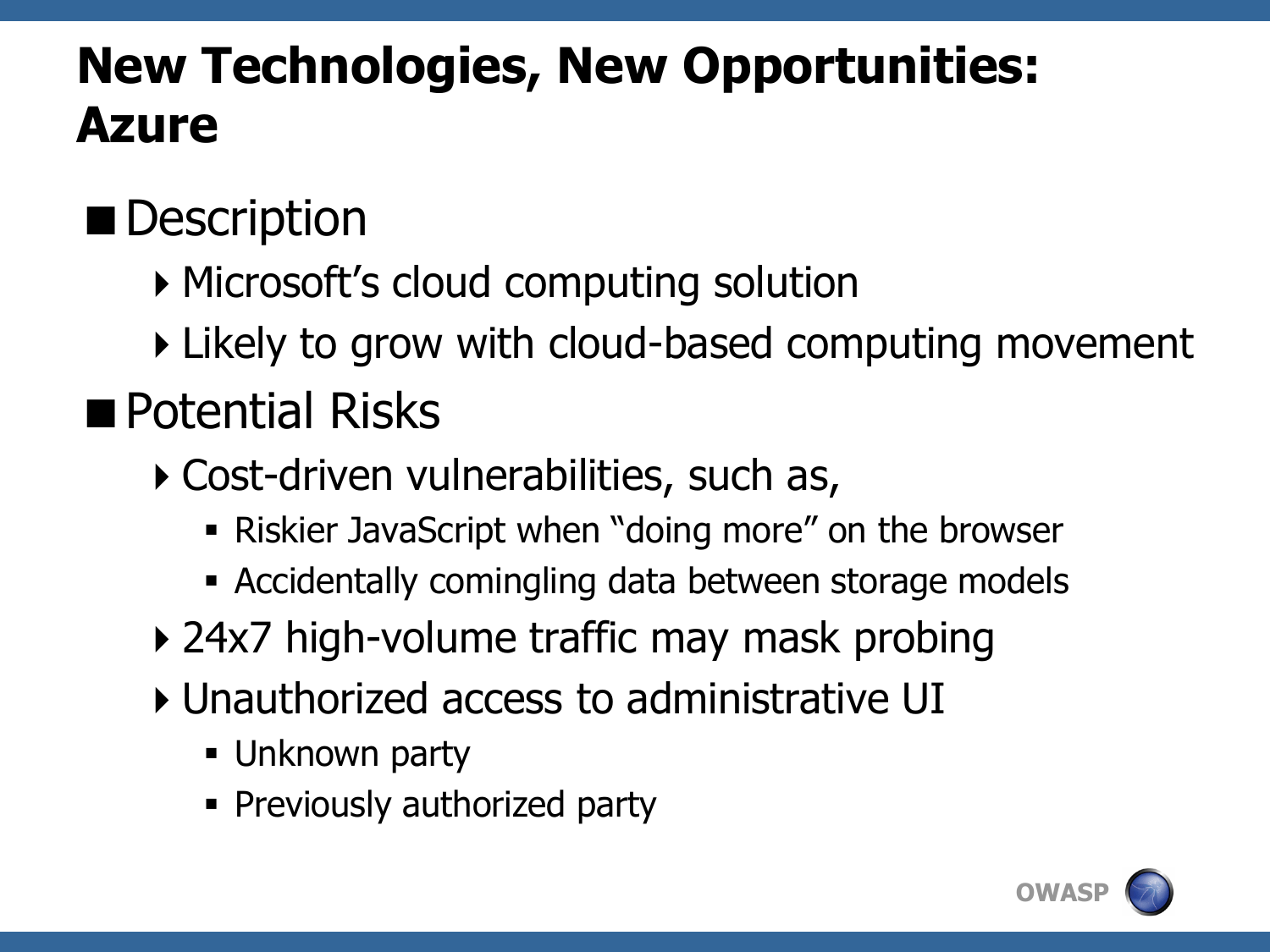# New Technologies, New Opportunities: Azure

- Description
  - Microsoft's cloud computing solution
  - Likely to grow with cloud-based computing movement
- Potential Risks
  - Cost-driven vulnerabilities, such as,
    - Riskier JavaScript when "doing more" on the browser
    - Accidentally comingling data between storage models
  - 24x7 high-volume traffic may mask probing
  - Unauthorized access to administrative UI
    - Unknown party
    - Previously authorized party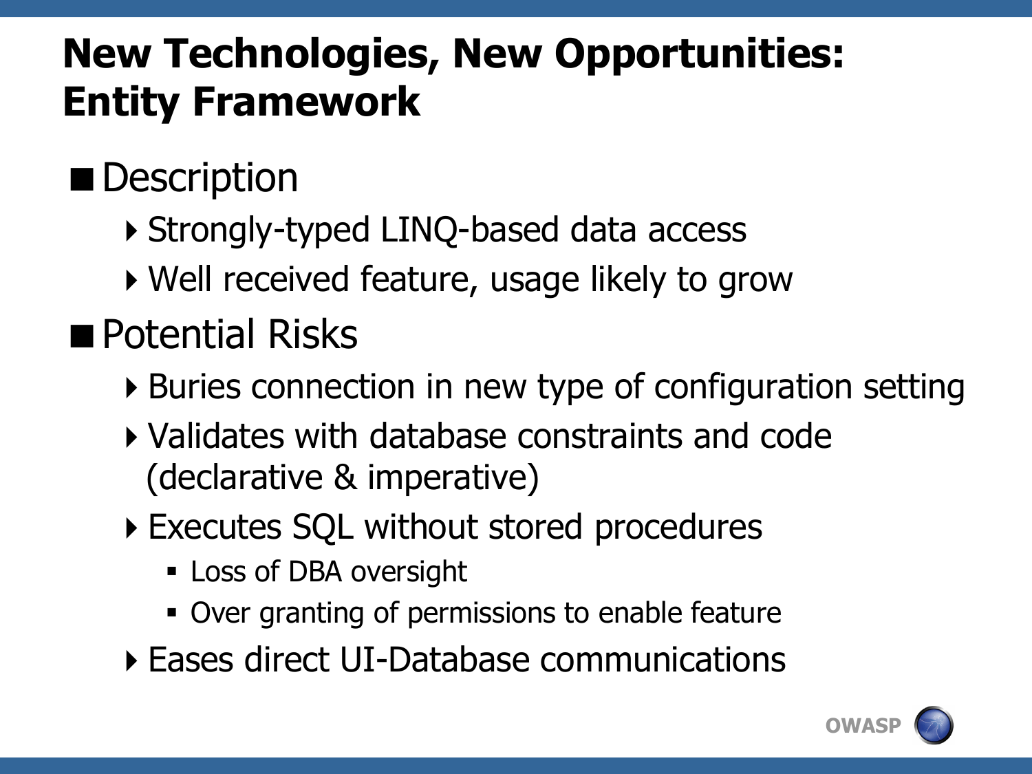# New Technologies, New Opportunities: Entity Framework

- Description
  - Strongly-typed LINQ-based data access
  - Well received feature, usage likely to grow
- Potential Risks
  - Buries connection in new type of configuration setting
  - Validates with database constraints and code (declarative & imperative)
  - Executes SQL without stored procedures
    - Loss of DBA oversight
    - Over granting of permissions to enable feature
  - Eases direct UI-Database communications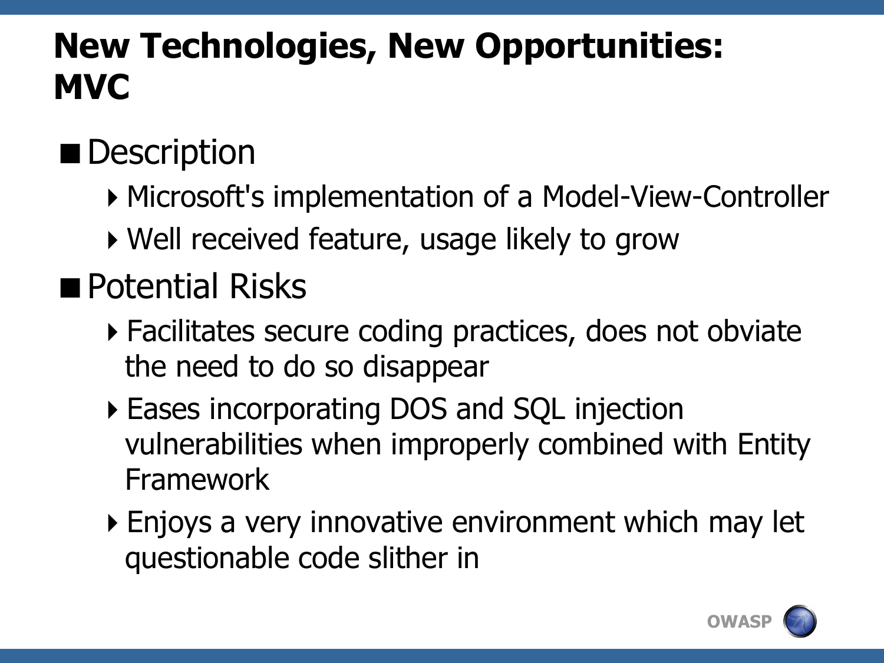# New Technologies, New Opportunities: MVC

- Description
  - Microsoft's implementation of a Model-View-Controller
  - Well received feature, usage likely to grow
- Potential Risks
  - Facilitates secure coding practices, does not obviate the need to do so disappear
  - Eases incorporating DOS and SQL injection vulnerabilities when improperly combined with Entity Framework
  - Enjoys a very innovative environment which may let questionable code slither in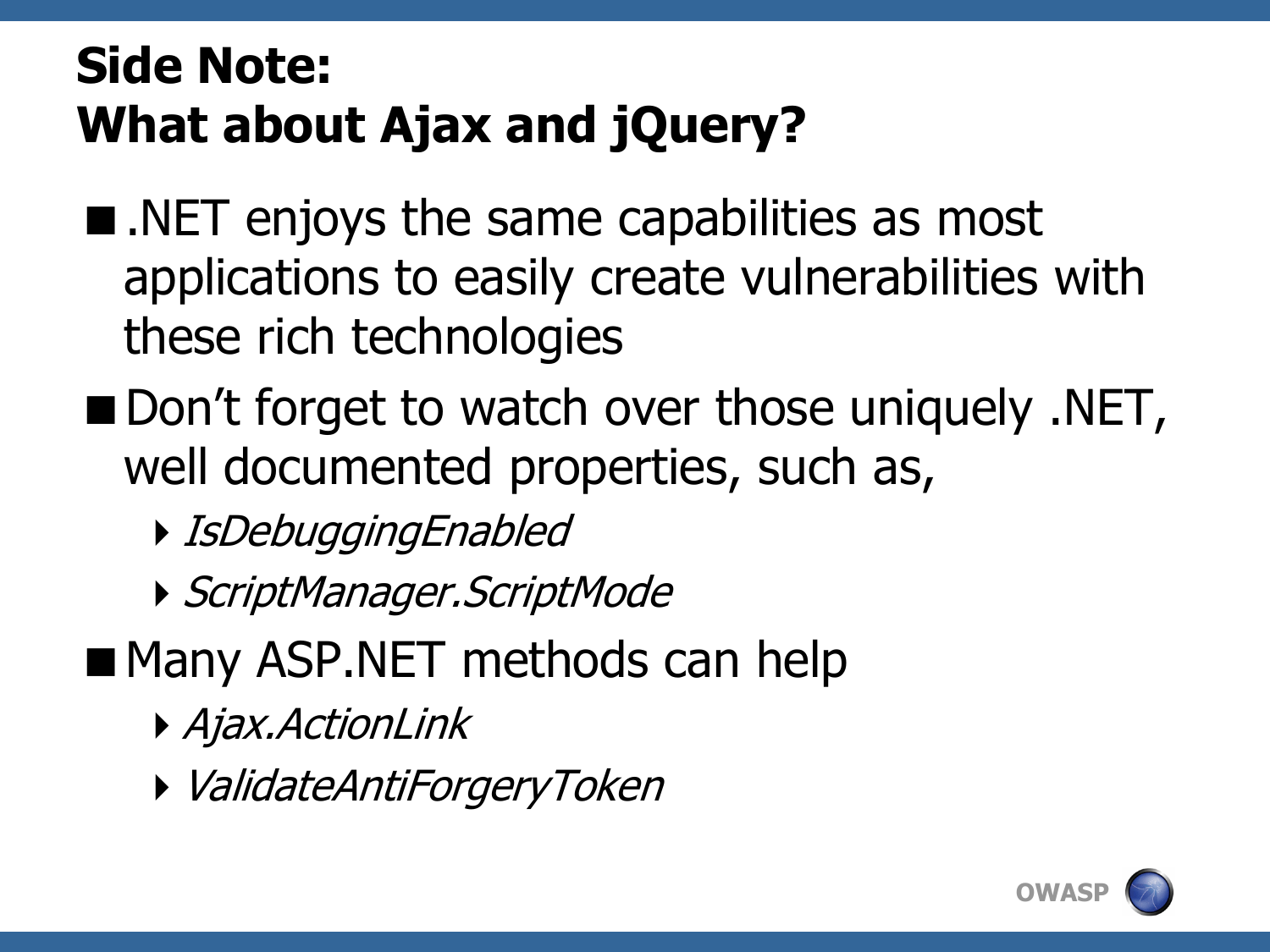# Side Note:
# What about Ajax and jQuery?

- .NET enjoys the same capabilities as most applications to easily create vulnerabilities with these rich technologies
- Don’t forget to watch over those uniquely .NET, well documented properties, such as,
  - *IsDebuggingEnabled*
  - *ScriptManager.ScriptMode*
- Many ASP.NET methods can help
  - *Ajax.ActionLink*
  - *ValidateAntiForgeryToken*